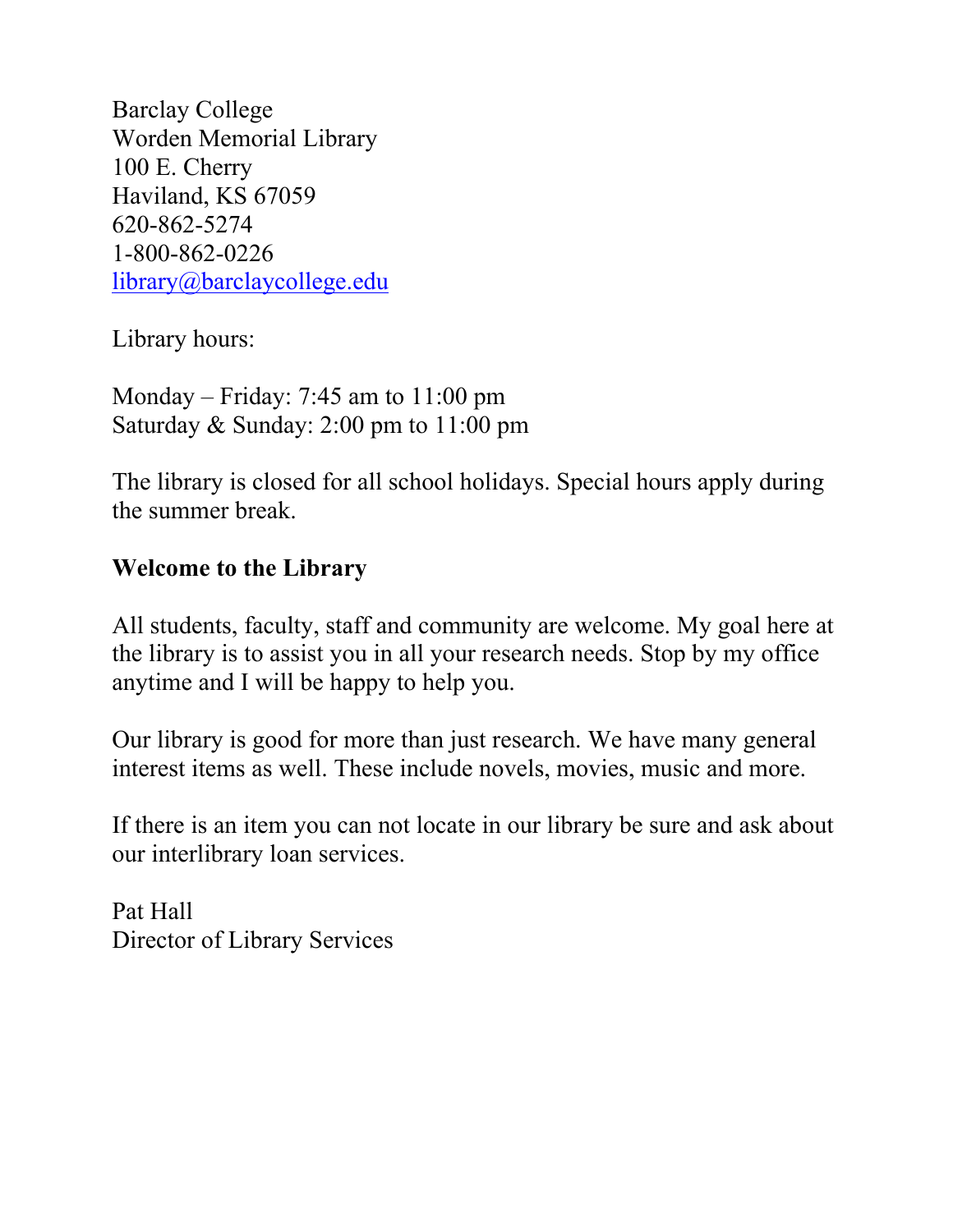Barclay College  
Worden Memorial Library  
100 E. Cherry  
Haviland, KS 67059  
620-862-5274  
1-800-862-0226  
library@barclaycollege.edu

Library hours:

Monday – Friday: 7:45 am to 11:00 pm  
Saturday & Sunday: 2:00 pm to 11:00 pm

The library is closed for all school holidays. Special hours apply during the summer break.

## Welcome to the Library

All students, faculty, staff and community are welcome. My goal here at the library is to assist you in all your research needs. Stop by my office anytime and I will be happy to help you.

Our library is good for more than just research. We have many general interest items as well. These include novels, movies, music and more.

If there is an item you can not locate in our library be sure and ask about our interlibrary loan services.

Pat Hall  
Director of Library Services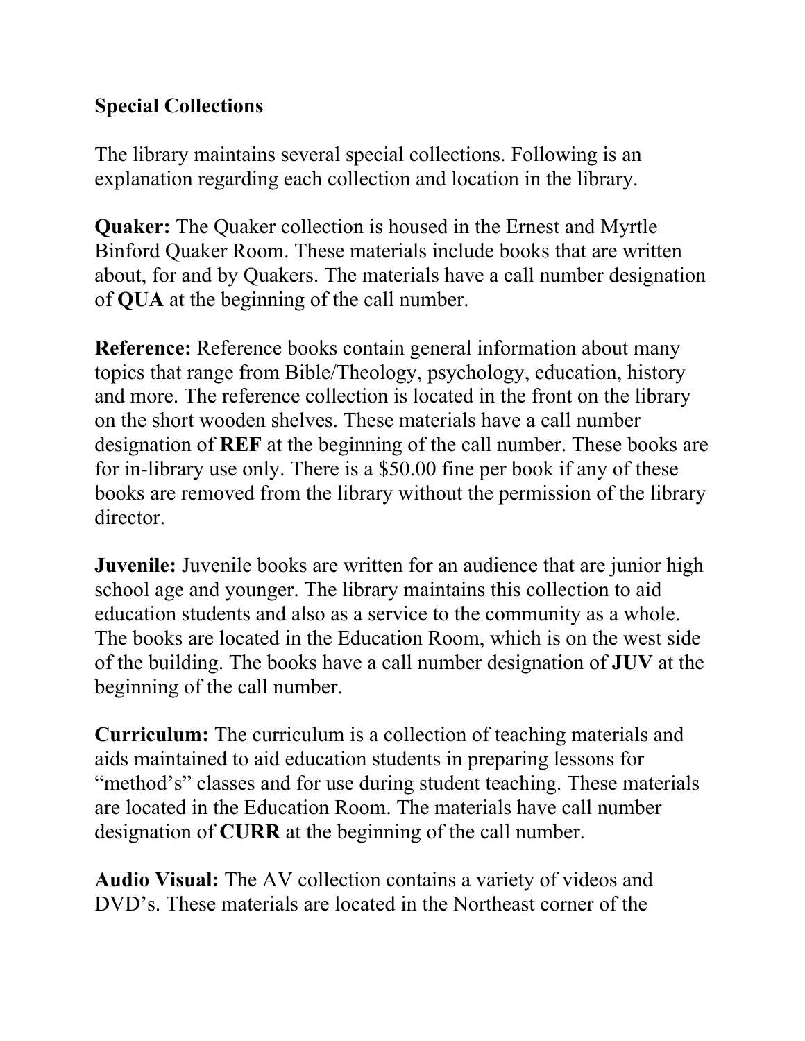## Special Collections

The library maintains several special collections. Following is an explanation regarding each collection and location in the library.

**Quaker:** The Quaker collection is housed in the Ernest and Myrtle Binford Quaker Room. These materials include books that are written about, for and by Quakers. The materials have a call number designation of **QUA** at the beginning of the call number.

**Reference:** Reference books contain general information about many topics that range from Bible/Theology, psychology, education, history and more. The reference collection is located in the front on the library on the short wooden shelves. These materials have a call number designation of **REF** at the beginning of the call number. These books are for in-library use only. There is a $50.00 fine per book if any of these books are removed from the library without the permission of the library director.

**Juvenile:** Juvenile books are written for an audience that are junior high school age and younger. The library maintains this collection to aid education students and also as a service to the community as a whole. The books are located in the Education Room, which is on the west side of the building. The books have a call number designation of **JUV** at the beginning of the call number.

**Curriculum:** The curriculum is a collection of teaching materials and aids maintained to aid education students in preparing lessons for "method's" classes and for use during student teaching. These materials are located in the Education Room. The materials have call number designation of **CURR** at the beginning of the call number.

**Audio Visual:** The AV collection contains a variety of videos and DVD's. These materials are located in the Northeast corner of the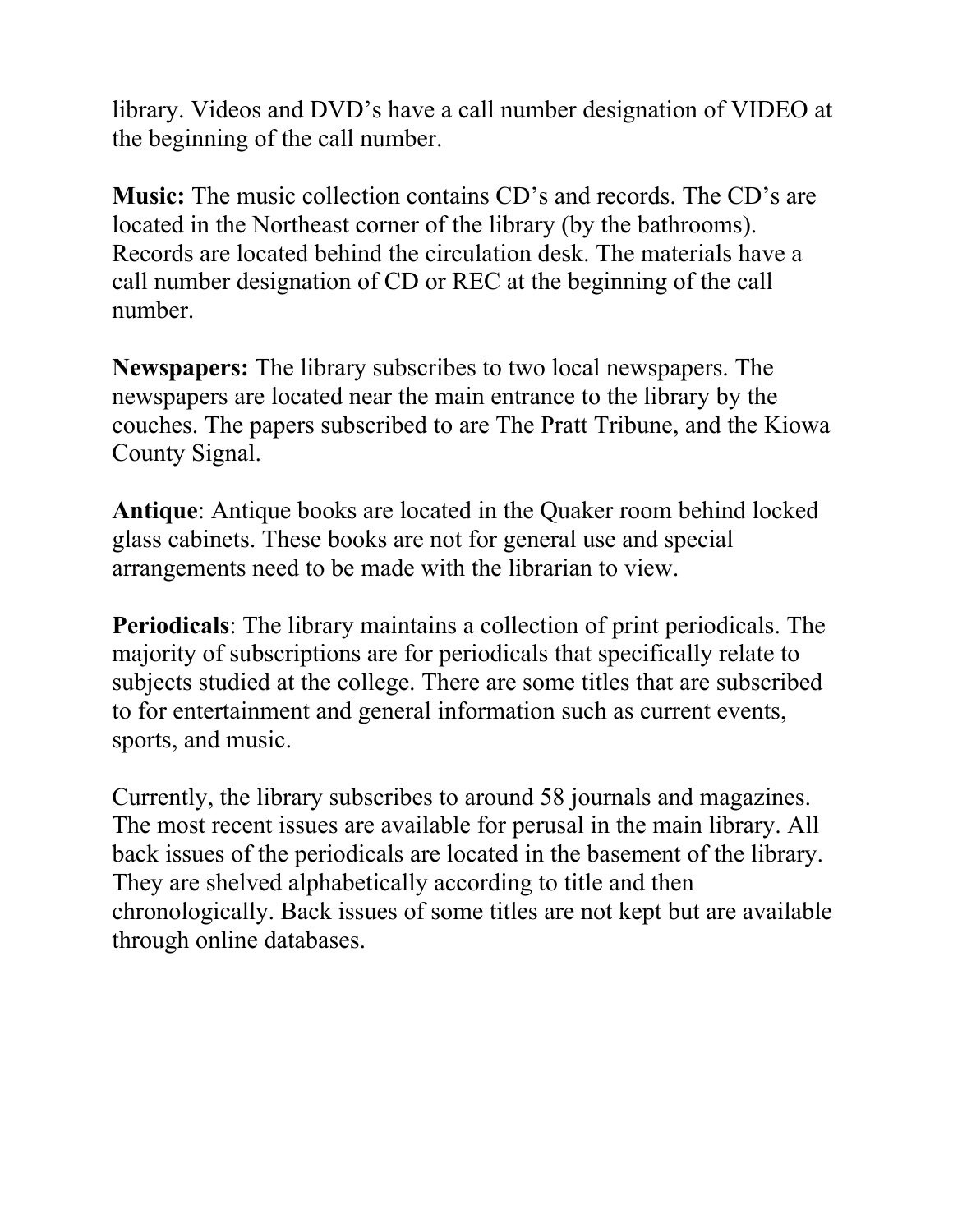library. Videos and DVD’s have a call number designation of VIDEO at the beginning of the call number.

**Music:** The music collection contains CD’s and records. The CD’s are located in the Northeast corner of the library (by the bathrooms). Records are located behind the circulation desk. The materials have a call number designation of CD or REC at the beginning of the call number.

**Newspapers:** The library subscribes to two local newspapers. The newspapers are located near the main entrance to the library by the couches. The papers subscribed to are The Pratt Tribune, and the Kiowa County Signal.

**Antique**: Antique books are located in the Quaker room behind locked glass cabinets. These books are not for general use and special arrangements need to be made with the librarian to view.

**Periodicals**: The library maintains a collection of print periodicals. The majority of subscriptions are for periodicals that specifically relate to subjects studied at the college. There are some titles that are subscribed to for entertainment and general information such as current events, sports, and music.

Currently, the library subscribes to around 58 journals and magazines. The most recent issues are available for perusal in the main library. All back issues of the periodicals are located in the basement of the library. They are shelved alphabetically according to title and then chronologically. Back issues of some titles are not kept but are available through online databases.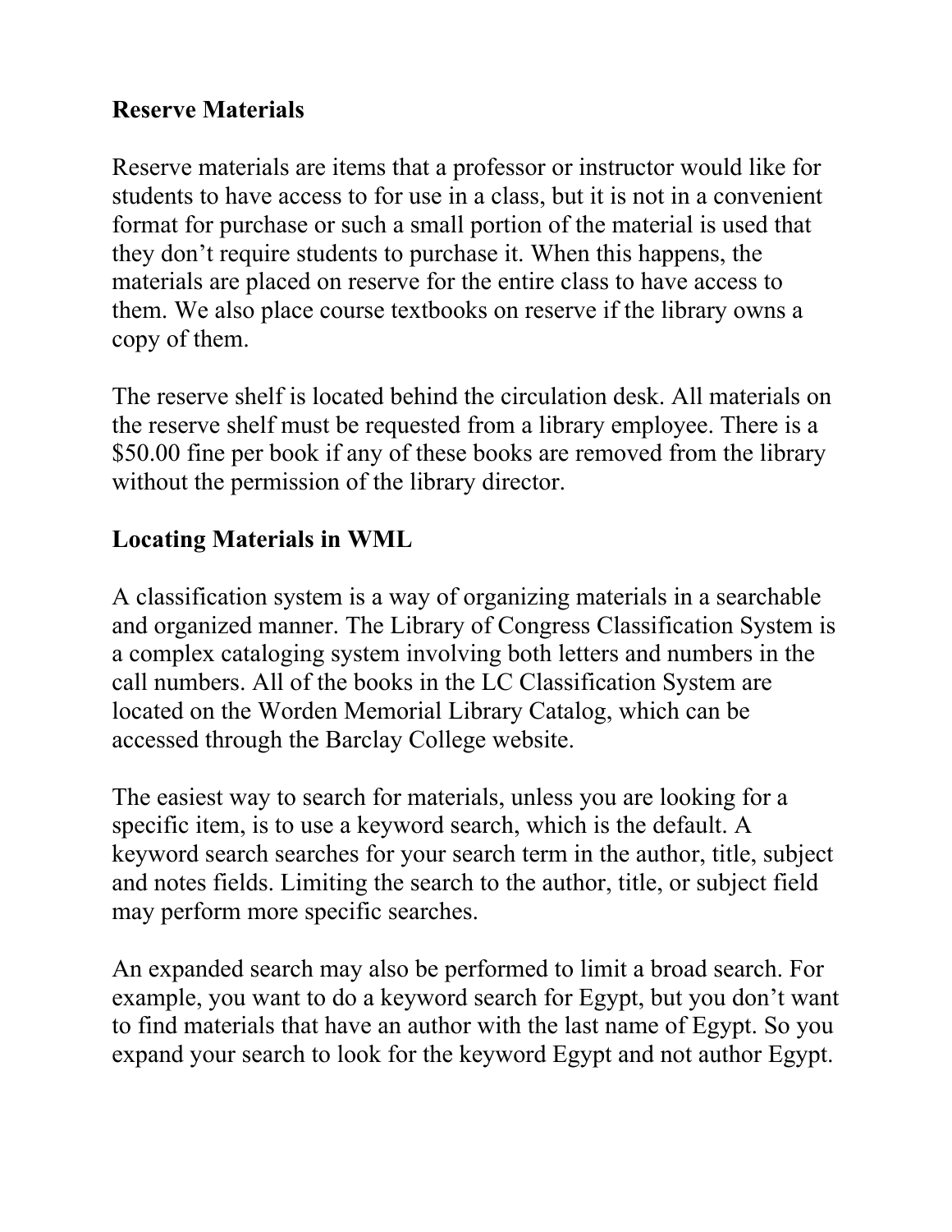## Reserve Materials

Reserve materials are items that a professor or instructor would like for students to have access to for use in a class, but it is not in a convenient format for purchase or such a small portion of the material is used that they don't require students to purchase it. When this happens, the materials are placed on reserve for the entire class to have access to them. We also place course textbooks on reserve if the library owns a copy of them.

The reserve shelf is located behind the circulation desk. All materials on the reserve shelf must be requested from a library employee. There is a $50.00 fine per book if any of these books are removed from the library without the permission of the library director.

## Locating Materials in WML

A classification system is a way of organizing materials in a searchable and organized manner. The Library of Congress Classification System is a complex cataloging system involving both letters and numbers in the call numbers. All of the books in the LC Classification System are located on the Worden Memorial Library Catalog, which can be accessed through the Barclay College website.

The easiest way to search for materials, unless you are looking for a specific item, is to use a keyword search, which is the default. A keyword search searches for your search term in the author, title, subject and notes fields. Limiting the search to the author, title, or subject field may perform more specific searches.

An expanded search may also be performed to limit a broad search. For example, you want to do a keyword search for Egypt, but you don't want to find materials that have an author with the last name of Egypt. So you expand your search to look for the keyword Egypt and not author Egypt.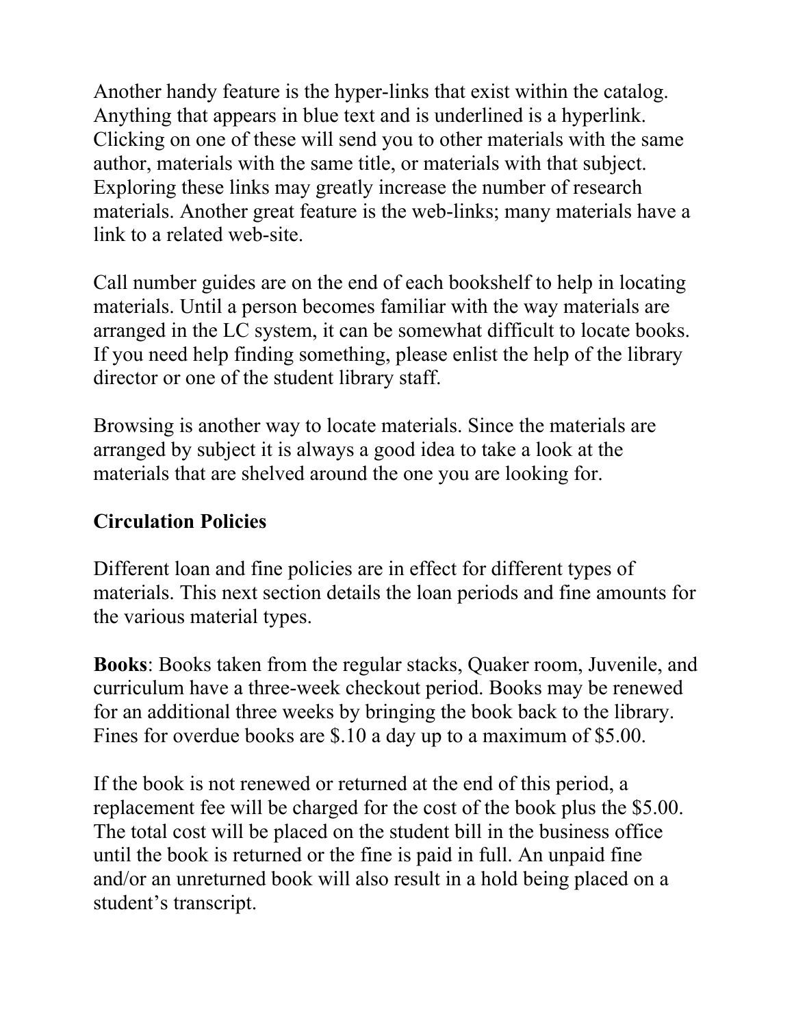Another handy feature is the hyper-links that exist within the catalog. Anything that appears in blue text and is underlined is a hyperlink. Clicking on one of these will send you to other materials with the same author, materials with the same title, or materials with that subject. Exploring these links may greatly increase the number of research materials. Another great feature is the web-links; many materials have a link to a related web-site.

Call number guides are on the end of each bookshelf to help in locating materials. Until a person becomes familiar with the way materials are arranged in the LC system, it can be somewhat difficult to locate books. If you need help finding something, please enlist the help of the library director or one of the student library staff.

Browsing is another way to locate materials. Since the materials are arranged by subject it is always a good idea to take a look at the materials that are shelved around the one you are looking for.

## Circulation Policies

Different loan and fine policies are in effect for different types of materials. This next section details the loan periods and fine amounts for the various material types.

**Books**: Books taken from the regular stacks, Quaker room, Juvenile, and curriculum have a three-week checkout period. Books may be renewed for an additional three weeks by bringing the book back to the library. Fines for overdue books are $.10 a day up to a maximum of $5.00.

If the book is not renewed or returned at the end of this period, a replacement fee will be charged for the cost of the book plus the $5.00. The total cost will be placed on the student bill in the business office until the book is returned or the fine is paid in full. An unpaid fine and/or an unreturned book will also result in a hold being placed on a student's transcript.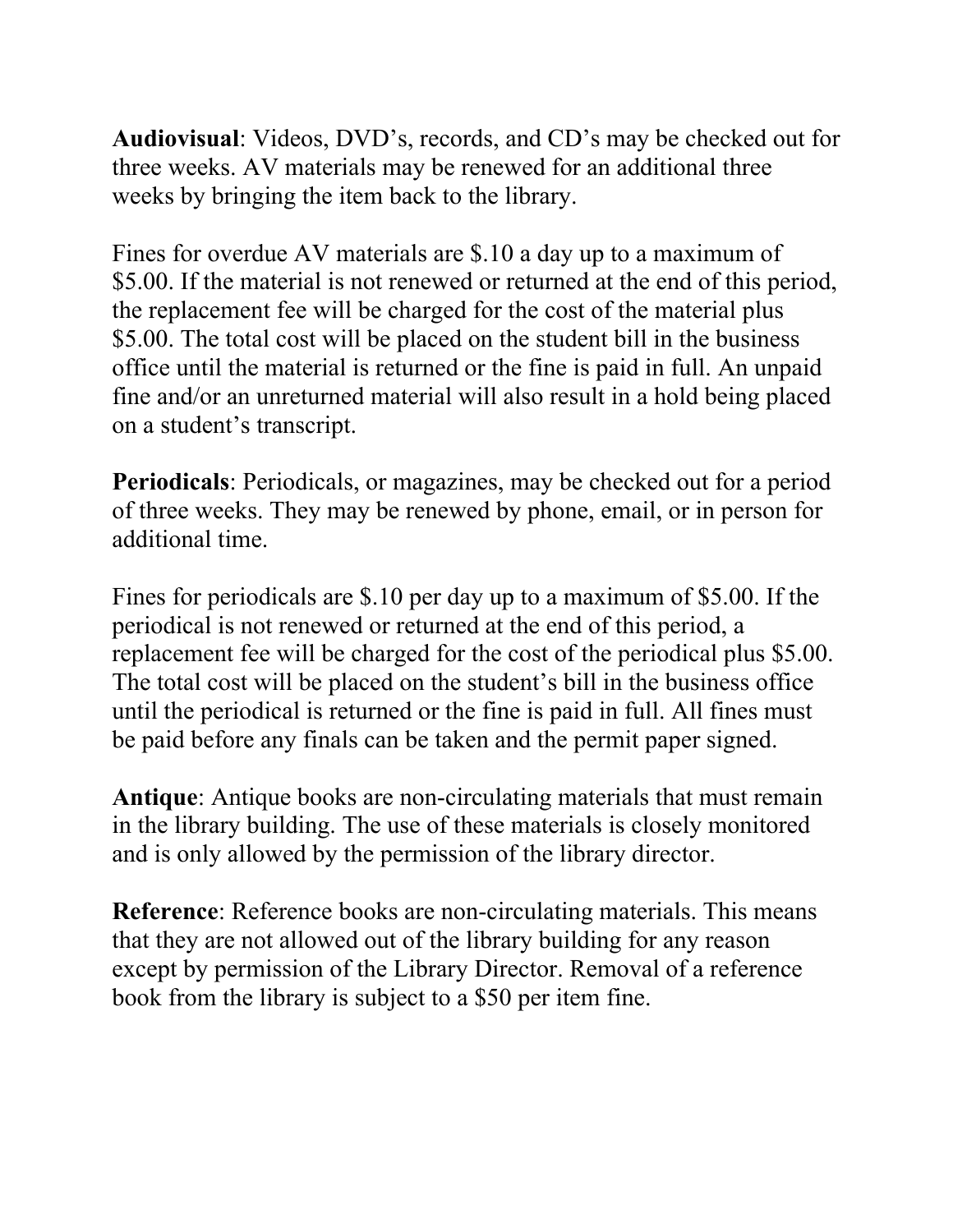**Audiovisual**: Videos, DVD's, records, and CD's may be checked out for three weeks. AV materials may be renewed for an additional three weeks by bringing the item back to the library.

Fines for overdue AV materials are $.10 a day up to a maximum of $5.00. If the material is not renewed or returned at the end of this period, the replacement fee will be charged for the cost of the material plus $5.00. The total cost will be placed on the student bill in the business office until the material is returned or the fine is paid in full. An unpaid fine and/or an unreturned material will also result in a hold being placed on a student's transcript.

**Periodicals**: Periodicals, or magazines, may be checked out for a period of three weeks. They may be renewed by phone, email, or in person for additional time.

Fines for periodicals are $.10 per day up to a maximum of $5.00. If the periodical is not renewed or returned at the end of this period, a replacement fee will be charged for the cost of the periodical plus $5.00. The total cost will be placed on the student's bill in the business office until the periodical is returned or the fine is paid in full. All fines must be paid before any finals can be taken and the permit paper signed.

**Antique**: Antique books are non-circulating materials that must remain in the library building. The use of these materials is closely monitored and is only allowed by the permission of the library director.

**Reference**: Reference books are non-circulating materials. This means that they are not allowed out of the library building for any reason except by permission of the Library Director. Removal of a reference book from the library is subject to a $50 per item fine.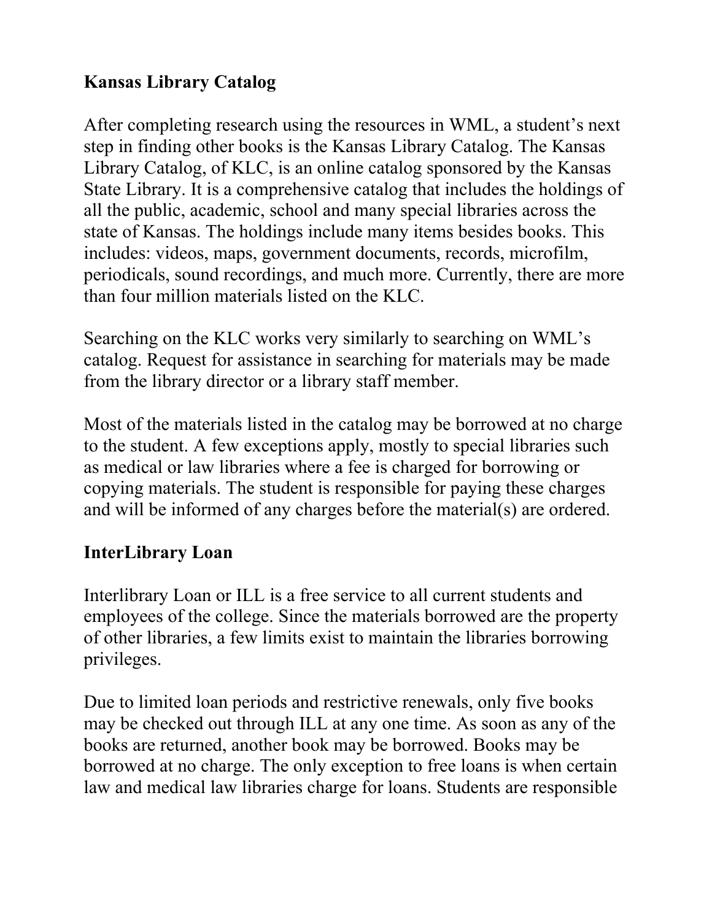**Kansas Library Catalog**

After completing research using the resources in WML, a student's next step in finding other books is the Kansas Library Catalog. The Kansas Library Catalog, of KLC, is an online catalog sponsored by the Kansas State Library. It is a comprehensive catalog that includes the holdings of all the public, academic, school and many special libraries across the state of Kansas. The holdings include many items besides books. This includes: videos, maps, government documents, records, microfilm, periodicals, sound recordings, and much more. Currently, there are more than four million materials listed on the KLC.

Searching on the KLC works very similarly to searching on WML's catalog. Request for assistance in searching for materials may be made from the library director or a library staff member.

Most of the materials listed in the catalog may be borrowed at no charge to the student. A few exceptions apply, mostly to special libraries such as medical or law libraries where a fee is charged for borrowing or copying materials. The student is responsible for paying these charges and will be informed of any charges before the material(s) are ordered.

**InterLibrary Loan**

Interlibrary Loan or ILL is a free service to all current students and employees of the college. Since the materials borrowed are the property of other libraries, a few limits exist to maintain the libraries borrowing privileges.

Due to limited loan periods and restrictive renewals, only five books may be checked out through ILL at any one time. As soon as any of the books are returned, another book may be borrowed. Books may be borrowed at no charge. The only exception to free loans is when certain law and medical law libraries charge for loans. Students are responsible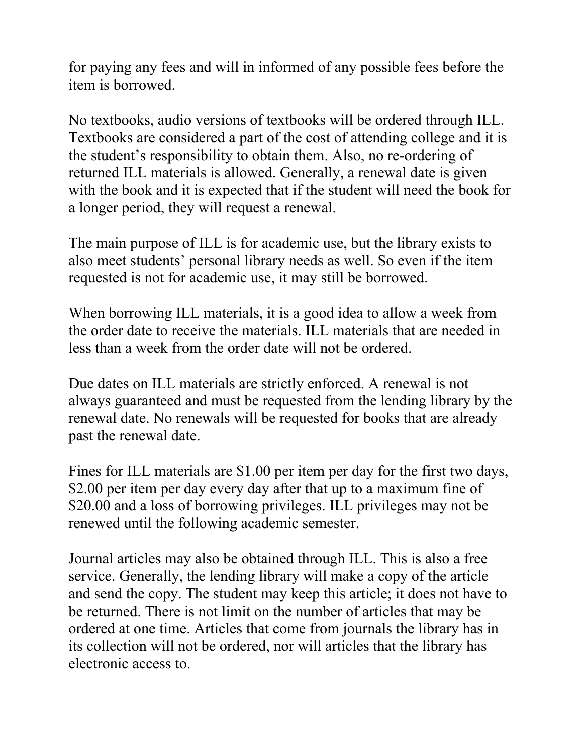for paying any fees and will in informed of any possible fees before the item is borrowed.

No textbooks, audio versions of textbooks will be ordered through ILL. Textbooks are considered a part of the cost of attending college and it is the student's responsibility to obtain them. Also, no re-ordering of returned ILL materials is allowed. Generally, a renewal date is given with the book and it is expected that if the student will need the book for a longer period, they will request a renewal.

The main purpose of ILL is for academic use, but the library exists to also meet students' personal library needs as well. So even if the item requested is not for academic use, it may still be borrowed.

When borrowing ILL materials, it is a good idea to allow a week from the order date to receive the materials. ILL materials that are needed in less than a week from the order date will not be ordered.

Due dates on ILL materials are strictly enforced. A renewal is not always guaranteed and must be requested from the lending library by the renewal date. No renewals will be requested for books that are already past the renewal date.

Fines for ILL materials are $1.00 per item per day for the first two days, $2.00 per item per day every day after that up to a maximum fine of $20.00 and a loss of borrowing privileges. ILL privileges may not be renewed until the following academic semester.

Journal articles may also be obtained through ILL. This is also a free service. Generally, the lending library will make a copy of the article and send the copy. The student may keep this article; it does not have to be returned. There is not limit on the number of articles that may be ordered at one time. Articles that come from journals the library has in its collection will not be ordered, nor will articles that the library has electronic access to.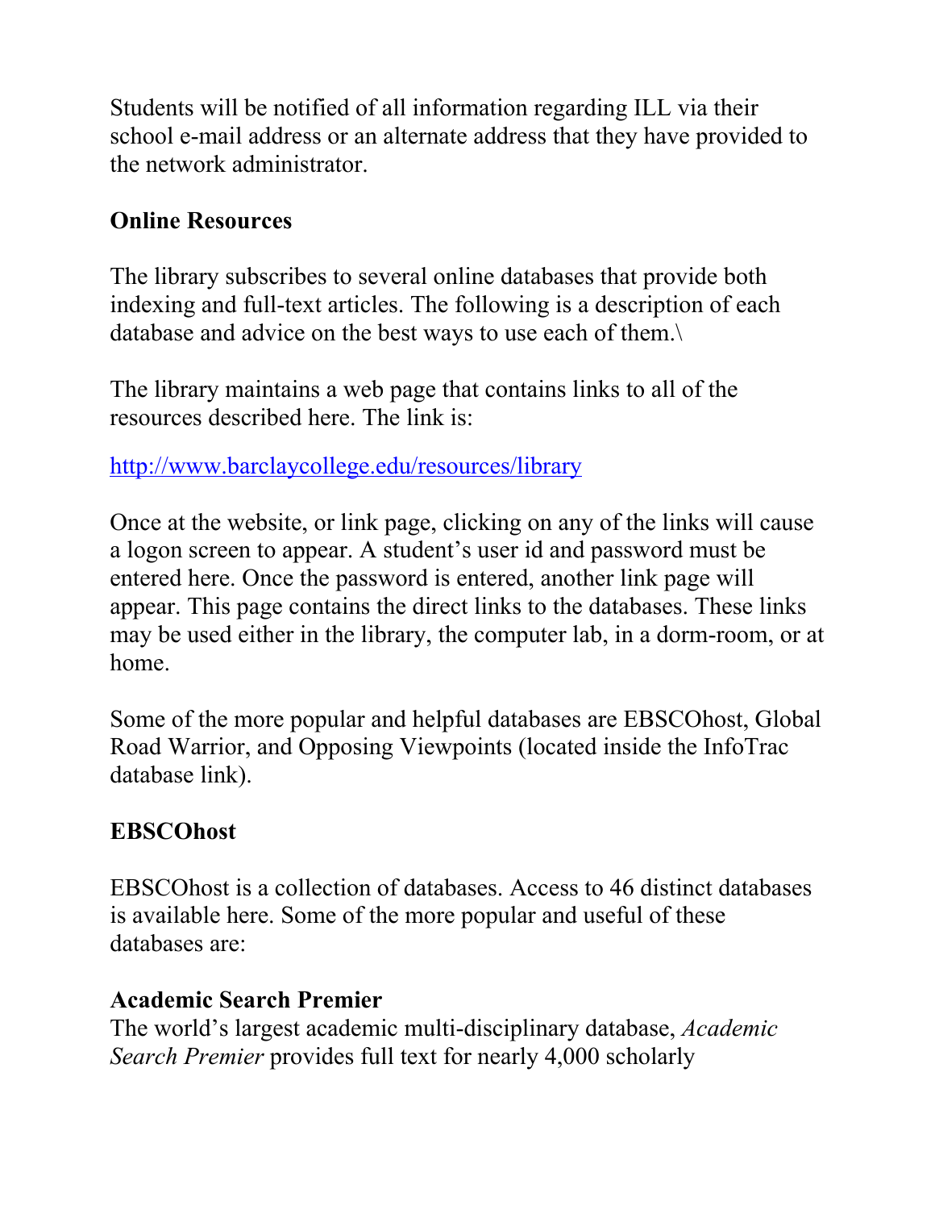Students will be notified of all information regarding ILL via their school e-mail address or an alternate address that they have provided to the network administrator.

## Online Resources

The library subscribes to several online databases that provide both indexing and full-text articles. The following is a description of each database and advice on the best ways to use each of them.\

The library maintains a web page that contains links to all of the resources described here. The link is:

http://www.barclaycollege.edu/resources/library

Once at the website, or link page, clicking on any of the links will cause a logon screen to appear. A student's user id and password must be entered here. Once the password is entered, another link page will appear. This page contains the direct links to the databases. These links may be used either in the library, the computer lab, in a dorm-room, or at home.

Some of the more popular and helpful databases are EBSCOhost, Global Road Warrior, and Opposing Viewpoints (located inside the InfoTrac database link).

## EBSCOhost

EBSCOhost is a collection of databases. Access to 46 distinct databases is available here. Some of the more popular and useful of these databases are:

### Academic Search Premier

The world's largest academic multi-disciplinary database, *Academic Search Premier* provides full text for nearly 4,000 scholarly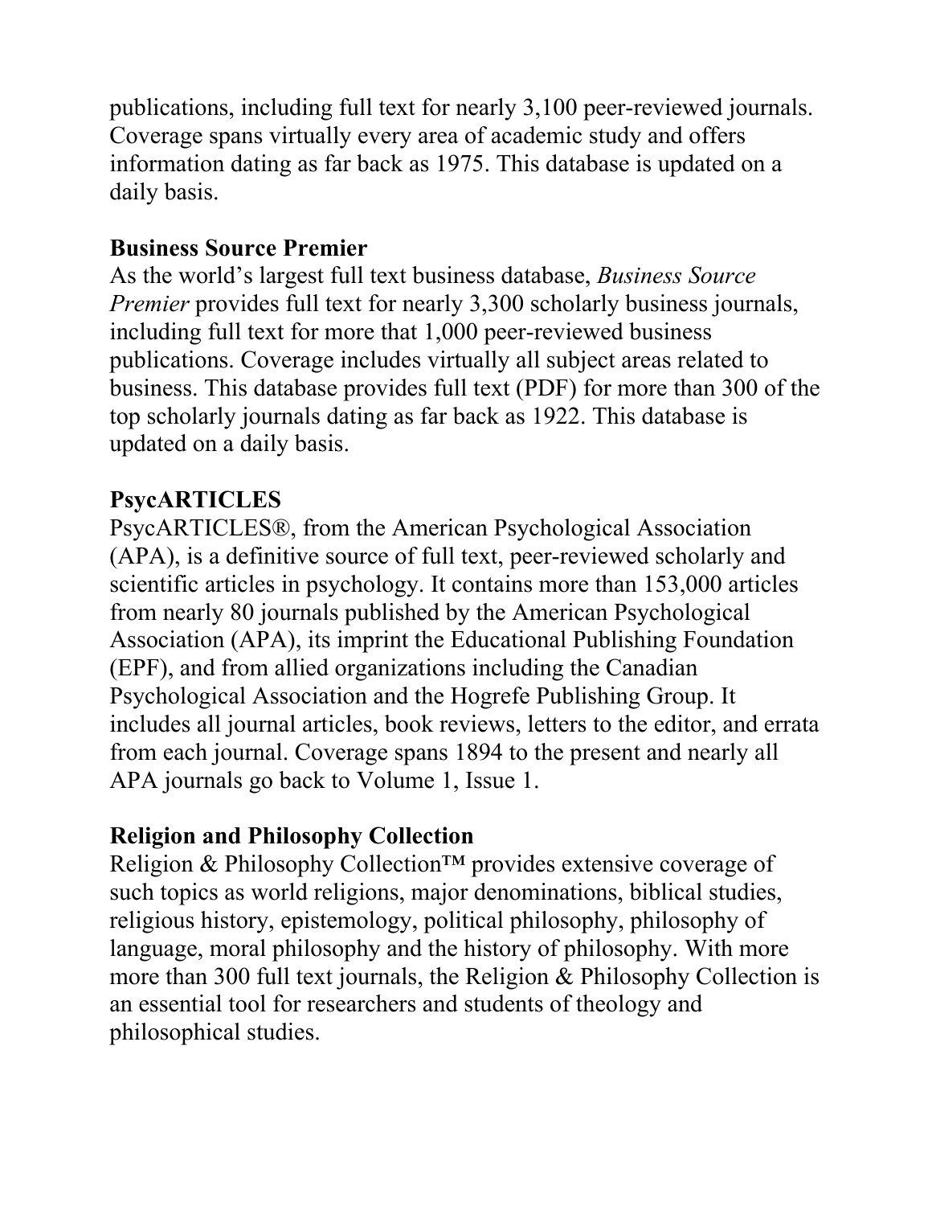publications, including full text for nearly 3,100 peer-reviewed journals. Coverage spans virtually every area of academic study and offers information dating as far back as 1975. This database is updated on a daily basis.

**Business Source Premier**

As the world's largest full text business database, *Business Source Premier* provides full text for nearly 3,300 scholarly business journals, including full text for more that 1,000 peer-reviewed business publications. Coverage includes virtually all subject areas related to business. This database provides full text (PDF) for more than 300 of the top scholarly journals dating as far back as 1922. This database is updated on a daily basis.

**PsycARTICLES**

PsycARTICLES®, from the American Psychological Association (APA), is a definitive source of full text, peer-reviewed scholarly and scientific articles in psychology. It contains more than 153,000 articles from nearly 80 journals published by the American Psychological Association (APA), its imprint the Educational Publishing Foundation (EPF), and from allied organizations including the Canadian Psychological Association and the Hogrefe Publishing Group. It includes all journal articles, book reviews, letters to the editor, and errata from each journal. Coverage spans 1894 to the present and nearly all APA journals go back to Volume 1, Issue 1.

**Religion and Philosophy Collection**

Religion & Philosophy Collection™ provides extensive coverage of such topics as world religions, major denominations, biblical studies, religious history, epistemology, political philosophy, philosophy of language, moral philosophy and the history of philosophy. With more more than 300 full text journals, the Religion & Philosophy Collection is an essential tool for researchers and students of theology and philosophical studies.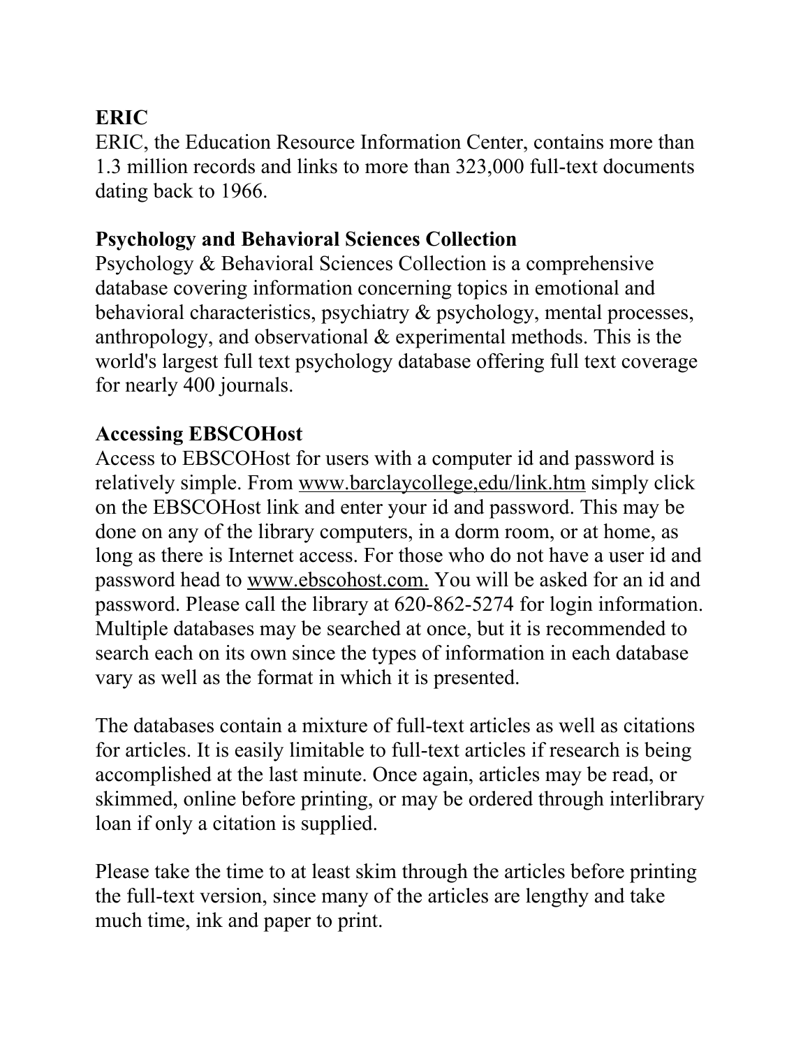**ERIC**
ERIC, the Education Resource Information Center, contains more than 1.3 million records and links to more than 323,000 full-text documents dating back to 1966.

**Psychology and Behavioral Sciences Collection**
Psychology & Behavioral Sciences Collection is a comprehensive database covering information concerning topics in emotional and behavioral characteristics, psychiatry & psychology, mental processes, anthropology, and observational & experimental methods. This is the world's largest full text psychology database offering full text coverage for nearly 400 journals.

**Accessing EBSCOHost**
Access to EBSCOHost for users with a computer id and password is relatively simple. From www.barclaycollege,edu/link.htm simply click on the EBSCOHost link and enter your id and password. This may be done on any of the library computers, in a dorm room, or at home, as long as there is Internet access. For those who do not have a user id and password head to www.ebscohost.com. You will be asked for an id and password. Please call the library at 620-862-5274 for login information. Multiple databases may be searched at once, but it is recommended to search each on its own since the types of information in each database vary as well as the format in which it is presented.

The databases contain a mixture of full-text articles as well as citations for articles. It is easily limitable to full-text articles if research is being accomplished at the last minute. Once again, articles may be read, or skimmed, online before printing, or may be ordered through interlibrary loan if only a citation is supplied.

Please take the time to at least skim through the articles before printing the full-text version, since many of the articles are lengthy and take much time, ink and paper to print.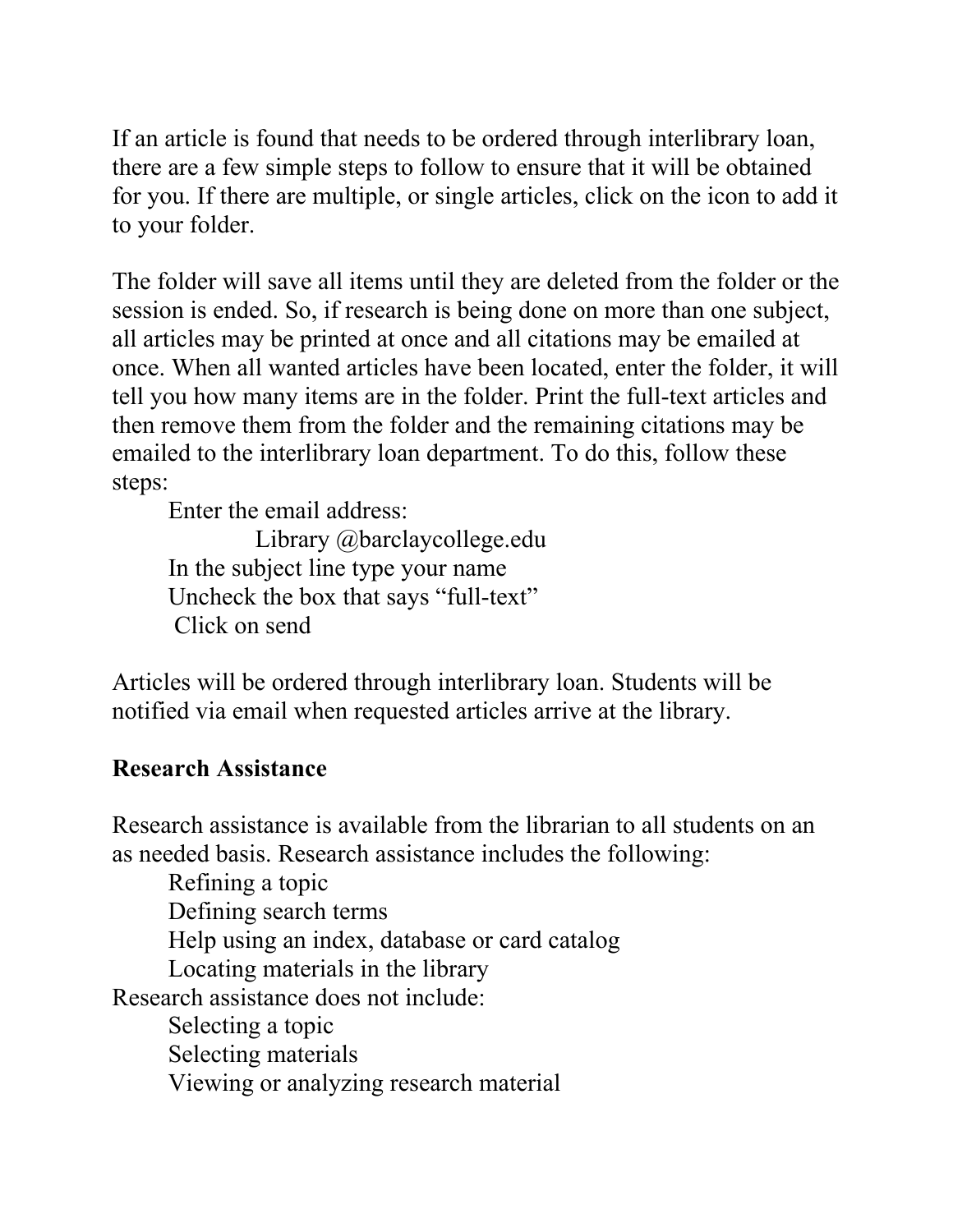If an article is found that needs to be ordered through interlibrary loan, there are a few simple steps to follow to ensure that it will be obtained for you. If there are multiple, or single articles, click on the icon to add it to your folder.

The folder will save all items until they are deleted from the folder or the session is ended. So, if research is being done on more than one subject, all articles may be printed at once and all citations may be emailed at once. When all wanted articles have been located, enter the folder, it will tell you how many items are in the folder. Print the full-text articles and then remove them from the folder and the remaining citations may be emailed to the interlibrary loan department. To do this, follow these steps:

- Enter the email address:
  - Library @barclaycollege.edu
- In the subject line type your name
- Uncheck the box that says "full-text"
- Click on send

Articles will be ordered through interlibrary loan. Students will be notified via email when requested articles arrive at the library.

**Research Assistance**

Research assistance is available from the librarian to all students on an as needed basis. Research assistance includes the following:

- Refining a topic
- Defining search terms
- Help using an index, database or card catalog
- Locating materials in the library

Research assistance does not include:

- Selecting a topic
- Selecting materials
- Viewing or analyzing research material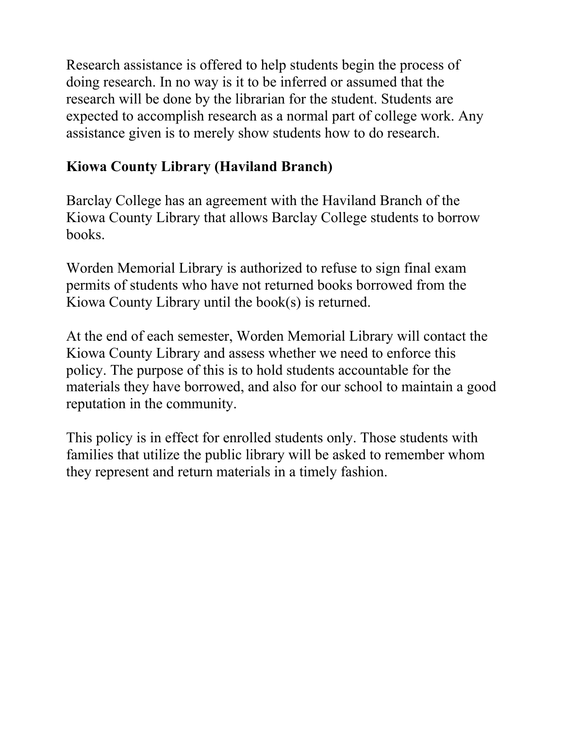Research assistance is offered to help students begin the process of doing research. In no way is it to be inferred or assumed that the research will be done by the librarian for the student. Students are expected to accomplish research as a normal part of college work. Any assistance given is to merely show students how to do research.

**Kiowa County Library (Haviland Branch)**

Barclay College has an agreement with the Haviland Branch of the Kiowa County Library that allows Barclay College students to borrow books.

Worden Memorial Library is authorized to refuse to sign final exam permits of students who have not returned books borrowed from the Kiowa County Library until the book(s) is returned.

At the end of each semester, Worden Memorial Library will contact the Kiowa County Library and assess whether we need to enforce this policy. The purpose of this is to hold students accountable for the materials they have borrowed, and also for our school to maintain a good reputation in the community.

This policy is in effect for enrolled students only. Those students with families that utilize the public library will be asked to remember whom they represent and return materials in a timely fashion.